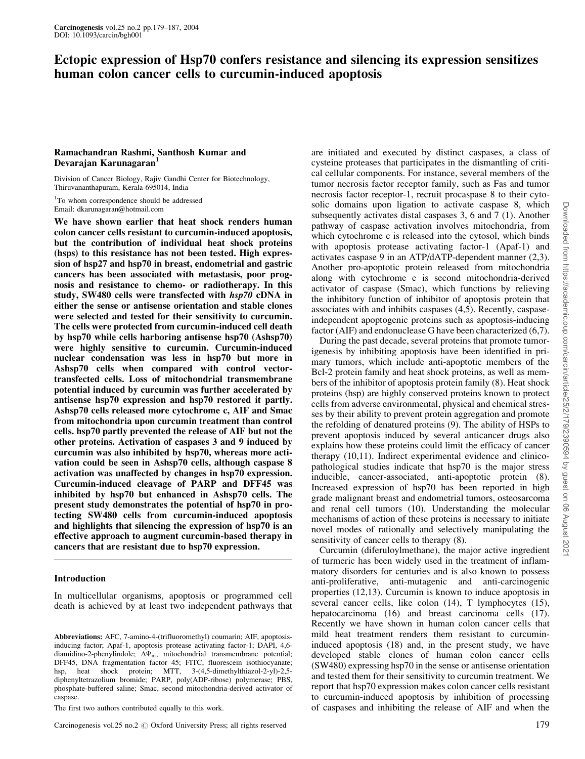# Ectopic expression of Hsp70 confers resistance and silencing its expression sensitizes human colon cancer cells to curcumin-induced apoptosis

**Ramachandran Rashmi, Santhosh Kumar and Devarajan Karunagaran[1]**

Division of Cancer Biology, Rajiv Gandhi Center for Biotechnology, Thiruvananthapuram, Kerala-695014, India

[1]To whom correspondence should be addressed
Email: dkarunagaran@hotmail.com

**We have shown earlier that heat shock renders human colon cancer cells resistant to curcumin-induced apoptosis, but the contribution of individual heat shock proteins (hsps) to this resistance has not been tested. High expression of hsp27 and hsp70 in breast, endometrial and gastric cancers has been associated with metastasis, poor prognosis and resistance to chemo- or radiotherapy. In this study, SW480 cells were transfected with *hsp70* cDNA in either the sense or antisense orientation and stable clones were selected and tested for their sensitivity to curcumin. The cells were protected from curcumin-induced cell death by hsp70 while cells harboring antisense hsp70 (Ashsp70) were highly sensitive to curcumin. Curcumin-induced nuclear condensation was less in hsp70 but more in Ashsp70 cells when compared with control vector-transfected cells. Loss of mitochondrial transmembrane potential induced by curcumin was further accelerated by antisense hsp70 expression and hsp70 restored it partly. Ashsp70 cells released more cytochrome c, AIF and Smac from mitochondria upon curcumin treatment than control cells. hsp70 partly prevented the release of AIF but not the other proteins. Activation of caspases 3 and 9 induced by curcumin was also inhibited by hsp70, whereas more activation could be seen in Ashsp70 cells, although caspase 8 activation was unaffected by changes in hsp70 expression. Curcumin-induced cleavage of PARP and DFF45 was inhibited by hsp70 but enhanced in Ashsp70 cells. The present study demonstrates the potential of hsp70 in protecting SW480 cells from curcumin-induced apoptosis and highlights that silencing the expression of hsp70 is an effective approach to augment curcumin-based therapy in cancers that are resistant due to hsp70 expression.**

## Introduction

In multicellular organisms, apoptosis or programmed cell death is achieved by at least two independent pathways that are initiated and executed by distinct caspases, a class of cysteine proteases that participates in the dismantling of critical cellular components. For instance, several members of the tumor necrosis factor receptor family, such as Fas and tumor necrosis factor receptor-1, recruit procaspase 8 to their cytosolic domains upon ligation to activate caspase 8, which subsequently activates distal caspases 3, 6 and 7 (1). Another pathway of caspase activation involves mitochondria, from which cytochrome c is released into the cytosol, which binds with apoptosis protease activating factor-1 (Apaf-1) and activates caspase 9 in an ATP/dATP-dependent manner (2,3). Another pro-apoptotic protein released from mitochondria along with cytochrome c is second mitochondria-derived activator of caspase (Smac), which functions by relieving the inhibitory function of inhibitor of apoptosis protein that associates with and inhibits caspases (4,5). Recently, caspase-independent apoptogenic proteins such as apoptosis-inducing factor (AIF) and endonuclease G have been characterized (6,7).

During the past decade, several proteins that promote tumorigenesis by inhibiting apoptosis have been identified in primary tumors, which include anti-apoptotic members of the Bcl-2 protein family and heat shock proteins, as well as members of the inhibitor of apoptosis protein family (8). Heat shock proteins (hsp) are highly conserved proteins known to protect cells from adverse environmental, physical and chemical stresses by their ability to prevent protein aggregation and promote the refolding of denatured proteins (9). The ability of HSPs to prevent apoptosis induced by several anticancer drugs also explains how these proteins could limit the efficacy of cancer therapy (10,11). Indirect experimental evidence and clinicopathological studies indicate that hsp70 is the major stress inducible, cancer-associated, anti-apoptotic protein (8). Increased expression of hsp70 has been reported in high grade malignant breast and endometrial tumors, osteosarcoma and renal cell tumors (10). Understanding the molecular mechanisms of action of these proteins is necessary to initiate novel modes of rationally and selectively manipulating the sensitivity of cancer cells to therapy (8).

Curcumin (diferuloylmethane), the major active ingredient of turmeric has been widely used in the treatment of inflammatory disorders for centuries and is also known to possess anti-proliferative, anti-mutagenic and anti-carcinogenic properties (12,13). Curcumin is known to induce apoptosis in several cancer cells, like colon (14), T lymphocytes (15), hepatocarcinoma (16) and breast carcinoma cells (17). Recently we have shown in human colon cancer cells that mild heat treatment renders them resistant to curcumin-induced apoptosis (18) and, in the present study, we have developed stable clones of human colon cancer cells (SW480) expressing hsp70 in the sense or antisense orientation and tested them for their sensitivity to curcumin treatment. We report that hsp70 expression makes colon cancer cells resistant to curcumin-induced apoptosis by inhibition of processing of caspases and inhibiting the release of AIF and when the

---

**Abbreviations:** AFC, 7-amino-4-(trifluoromethyl) coumarin; AIF, apoptosis-inducing factor; Apaf-1, apoptosis protease activating factor-1; DAPI, 4,6-diamidino-2-phenylindole; $\Delta\Psi_m$, mitochondrial transmembrane potential; DFF45, DNA fragmentation factor 45; FITC, fluorescein isothiocyanate; hsp, heat shock protein; MTT, 3-(4,5-dimethylthiazol-2-yl)-2,5-diphenyltetrazolium bromide; PARP, poly(ADP-ribose) polymerase; PBS, phosphate-buffered saline; Smac, second mitochondria-derived activator of caspase.

The first two authors contributed equally to this work.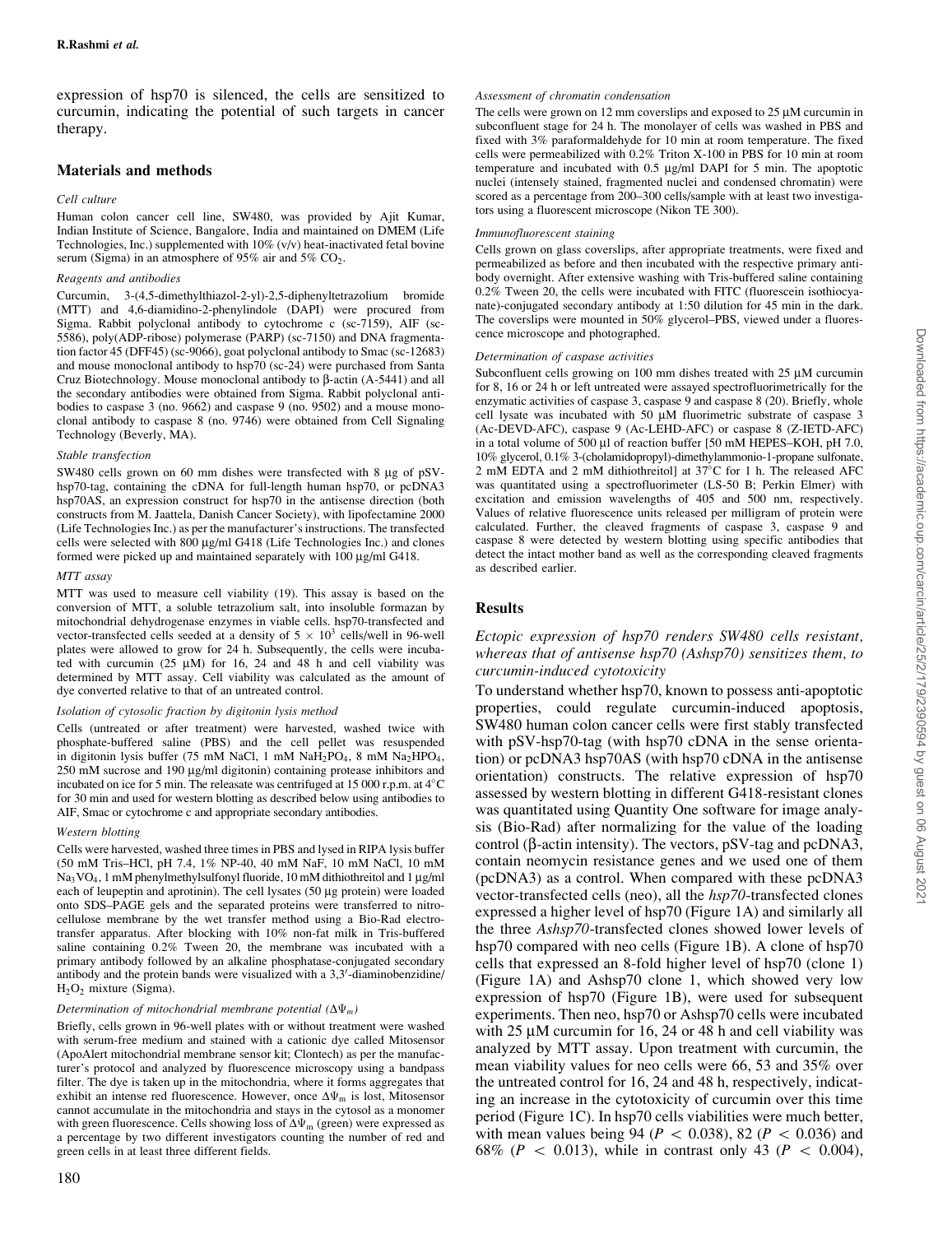expression of hsp70 is silenced, the cells are sensitized to curcumin, indicating the potential of such targets in cancer therapy.

## Materials and methods

### *Cell culture*

Human colon cancer cell line, SW480, was provided by Ajit Kumar, Indian Institute of Science, Bangalore, India and maintained on DMEM (Life Technologies, Inc.) supplemented with 10% (v/v) heat-inactivated fetal bovine serum (Sigma) in an atmosphere of 95% air and 5% $CO_2$.

### *Reagents and antibodies*

Curcumin, 3-(4,5-dimethylthiazol-2-yl)-2,5-diphenyltetrazolium bromide (MTT) and 4,6-diamidino-2-phenylindole (DAPI) were procured from Sigma. Rabbit polyclonal antibody to cytochrome c (sc-7159), AIF (sc-5586), poly(ADP-ribose) polymerase (PARP) (sc-7150) and DNA fragmentation factor 45 (DFF45) (sc-9066), goat polyclonal antibody to Smac (sc-12683) and mouse monoclonal antibody to hsp70 (sc-24) were purchased from Santa Cruz Biotechnology. Mouse monoclonal antibody to β-actin (A-5441) and all the secondary antibodies were obtained from Sigma. Rabbit polyclonal antibodies to caspase 3 (no. 9662) and caspase 9 (no. 9502) and a mouse monoclonal antibody to caspase 8 (no. 9746) were obtained from Cell Signaling Technology (Beverly, MA).

### *Stable transfection*

SW480 cells grown on 60 mm dishes were transfected with 8 μg of pSV-hsp70-tag, containing the cDNA for full-length human hsp70, or pcDNA3 hsp70AS, an expression construct for hsp70 in the antisense direction (both constructs from M. Jaattela, Danish Cancer Society), with lipofectamine 2000 (Life Technologies Inc.) as per the manufacturer's instructions. The transfected cells were selected with 800 μg/ml G418 (Life Technologies Inc.) and clones formed were picked up and maintained separately with 100 μg/ml G418.

### *MTT assay*

MTT was used to measure cell viability (19). This assay is based on the conversion of MTT, a soluble tetrazolium salt, into insoluble formazan by mitochondrial dehydrogenase enzymes in viable cells. hsp70-transfected and vector-transfected cells seeded at a density of $5 \times 10^3$ cells/well in 96-well plates were allowed to grow for 24 h. Subsequently, the cells were incubated with curcumin (25 μM) for 16, 24 and 48 h and cell viability was determined by MTT assay. Cell viability was calculated as the amount of dye converted relative to that of an untreated control.

### *Isolation of cytosolic fraction by digitonin lysis method*

Cells (untreated or after treatment) were harvested, washed twice with phosphate-buffered saline (PBS) and the cell pellet was resuspended in digitonin lysis buffer (75 mM NaCl, 1 mM $NaH_2PO_4$, 8 mM $Na_2HPO_4$, 250 mM sucrose and 190 μg/ml digitonin) containing protease inhibitors and incubated on ice for 5 min. The releasate was centrifuged at 15 000 r.p.m. at 4°C for 30 min and used for western blotting as described below using antibodies to AIF, Smac or cytochrome c and appropriate secondary antibodies.

### *Western blotting*

Cells were harvested, washed three times in PBS and lysed in RIPA lysis buffer (50 mM Tris–HCl, pH 7.4, 1% NP-40, 40 mM NaF, 10 mM NaCl, 10 mM $Na_3VO_4$, 1 mM phenylmethylsulfonyl fluoride, 10 mM dithiothreitol and 1 μg/ml each of leupeptin and aprotinin). The cell lysates (50 μg protein) were loaded onto SDS–PAGE gels and the separated proteins were transferred to nitrocellulose membrane by the wet transfer method using a Bio-Rad electrotransfer apparatus. After blocking with 10% non-fat milk in Tris-buffered saline containing 0.2% Tween 20, the membrane was incubated with a primary antibody followed by an alkaline phosphatase-conjugated secondary antibody and the protein bands were visualized with a 3,3′-diaminobenzidine/$H_2O_2$ mixture (Sigma).

### *Determination of mitochondrial membrane potential ($\Delta\Psi_m$)*

Briefly, cells grown in 96-well plates with or without treatment were washed with serum-free medium and stained with a cationic dye called Mitosensor (ApoAlert mitochondrial membrane sensor kit; Clontech) as per the manufacturer's protocol and analyzed by fluorescence microscopy using a bandpass filter. The dye is taken up in the mitochondria, where it forms aggregates that exhibit an intense red fluorescence. However, once $\Delta\Psi_m$ is lost, Mitosensor cannot accumulate in the mitochondria and stays in the cytosol as a monomer with green fluorescence. Cells showing loss of $\Delta\Psi_m$ (green) were expressed as a percentage by two different investigators counting the number of red and green cells in at least three different fields.

### *Assessment of chromatin condensation*

The cells were grown on 12 mm coverslips and exposed to 25 μM curcumin in subconfluent stage for 24 h. The monolayer of cells was washed in PBS and fixed with 3% paraformaldehyde for 10 min at room temperature. The fixed cells were permeabilized with 0.2% Triton X-100 in PBS for 10 min at room temperature and incubated with 0.5 μg/ml DAPI for 5 min. The apoptotic nuclei (intensely stained, fragmented nuclei and condensed chromatin) were scored as a percentage from 200–300 cells/sample with at least two investigators using a fluorescent microscope (Nikon TE 300).

### *Immunofluorescent staining*

Cells grown on glass coverslips, after appropriate treatments, were fixed and permeabilized as before and then incubated with the respective primary antibody overnight. After extensive washing with Tris-buffered saline containing 0.2% Tween 20, the cells were incubated with FITC (fluorescein isothiocyanate)-conjugated secondary antibody at 1:50 dilution for 45 min in the dark. The coverslips were mounted in 50% glycerol–PBS, viewed under a fluorescence microscope and photographed.

### *Determination of caspase activities*

Subconfluent cells growing on 100 mm dishes treated with 25 μM curcumin for 8, 16 or 24 h or left untreated were assayed spectrofluorimetrically for the enzymatic activities of caspase 3, caspase 9 and caspase 8 (20). Briefly, whole cell lysate was incubated with 50 μM fluorimetric substrate of caspase 3 (Ac-DEVD-AFC), caspase 9 (Ac-LEHD-AFC) or caspase 8 (Z-IETD-AFC) in a total volume of 500 μl of reaction buffer [50 mM HEPES–KOH, pH 7.0, 10% glycerol, 0.1% 3-(cholamidopropyl)-dimethylammonio-1-propane sulfonate, 2 mM EDTA and 2 mM dithiothreitol] at 37°C for 1 h. The released AFC was quantitated using a spectrofluorimeter (LS-50 B; Perkin Elmer) with excitation and emission wavelengths of 405 and 500 nm, respectively. Values of relative fluorescence units released per milligram of protein were calculated. Further, the cleaved fragments of caspase 3, caspase 9 and caspase 8 were detected by western blotting using specific antibodies that detect the intact mother band as well as the corresponding cleaved fragments as described earlier.

## Results

### *Ectopic expression of hsp70 renders SW480 cells resistant, whereas that of antisense hsp70 (Ashsp70) sensitizes them, to curcumin-induced cytotoxicity*

To understand whether hsp70, known to possess anti-apoptotic properties, could regulate curcumin-induced apoptosis, SW480 human colon cancer cells were first stably transfected with pSV-hsp70-tag (with hsp70 cDNA in the sense orientation) or pcDNA3 hsp70AS (with hsp70 cDNA in the antisense orientation) constructs. The relative expression of hsp70 assessed by western blotting in different G418-resistant clones was quantitated using Quantity One software for image analysis (Bio-Rad) after normalizing for the value of the loading control (β-actin intensity). The vectors, pSV-tag and pcDNA3, contain neomycin resistance genes and we used one of them (pcDNA3) as a control. When compared with these pcDNA3 vector-transfected cells (neo), all the *hsp70*-transfected clones expressed a higher level of hsp70 (Figure 1A) and similarly all the three *Ashsp70*-transfected clones showed lower levels of hsp70 compared with neo cells (Figure 1B). A clone of hsp70 cells that expressed an 8-fold higher level of hsp70 (clone 1) (Figure 1A) and Ashsp70 clone 1, which showed very low expression of hsp70 (Figure 1B), were used for subsequent experiments. Then neo, hsp70 or Ashsp70 cells were incubated with 25 μM curcumin for 16, 24 or 48 h and cell viability was analyzed by MTT assay. Upon treatment with curcumin, the mean viability values for neo cells were 66, 53 and 35% over the untreated control for 16, 24 and 48 h, respectively, indicating an increase in the cytotoxicity of curcumin over this time period (Figure 1C). In hsp70 cells viabilities were much better, with mean values being 94 ($P < 0.038$), 82 ($P < 0.036$) and 68% ($P < 0.013$), while in contrast only 43 ($P < 0.004$),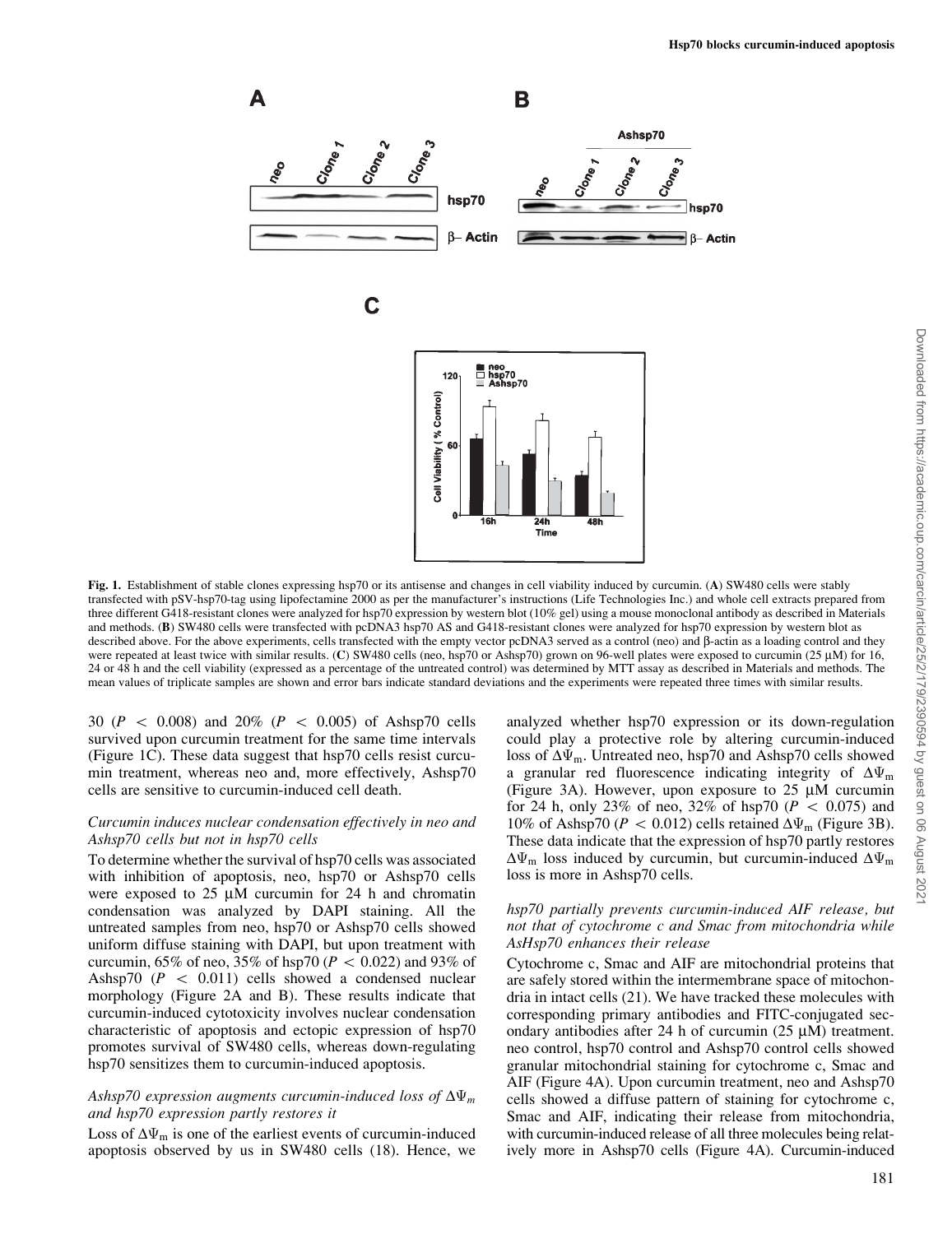**Fig. 1.** Establishment of stable clones expressing hsp70 or its antisense and changes in cell viability induced by curcumin. (**A**) SW480 cells were stably transfected with pSV-hsp70-tag using lipofectamine 2000 as per the manufacturer's instructions (Life Technologies Inc.) and whole cell extracts prepared from three different G418-resistant clones were analyzed for hsp70 expression by western blot (10% gel) using a mouse monoclonal antibody as described in Materials and methods. (**B**) SW480 cells were transfected with pcDNA3 hsp70 AS and G418-resistant clones were analyzed for hsp70 expression by western blot as described above. For the above experiments, cells transfected with the empty vector pcDNA3 served as a control (neo) and β-actin as a loading control and they were repeated at least twice with similar results. (**C**) SW480 cells (neo, hsp70 or Ashsp70) grown on 96-well plates were exposed to curcumin (25 μM) for 16, 24 or 48 h and the cell viability (expressed as a percentage of the untreated control) was determined by MTT assay as described in Materials and methods. The mean values of triplicate samples are shown and error bars indicate standard deviations and the experiments were repeated three times with similar results.

30 ($P < 0.008$) and 20% ($P < 0.005$) of Ashsp70 cells survived upon curcumin treatment for the same time intervals (Figure 1C). These data suggest that hsp70 cells resist curcumin treatment, whereas neo and, more effectively, Ashsp70 cells are sensitive to curcumin-induced cell death.

### *Curcumin induces nuclear condensation effectively in neo and Ashsp70 cells but not in hsp70 cells*

To determine whether the survival of hsp70 cells was associated with inhibition of apoptosis, neo, hsp70 or Ashsp70 cells were exposed to 25 μM curcumin for 24 h and chromatin condensation was analyzed by DAPI staining. All the untreated samples from neo, hsp70 or Ashsp70 cells showed uniform diffuse staining with DAPI, but upon treatment with curcumin, 65% of neo, 35% of hsp70 ($P < 0.022$) and 93% of Ashsp70 ($P < 0.011$) cells showed a condensed nuclear morphology (Figure 2A and B). These results indicate that curcumin-induced cytotoxicity involves nuclear condensation characteristic of apoptosis and ectopic expression of hsp70 promotes survival of SW480 cells, whereas down-regulating hsp70 sensitizes them to curcumin-induced apoptosis.

### *Ashsp70 expression augments curcumin-induced loss of $\Delta\Psi_m$ and hsp70 expression partly restores it*

Loss of $\Delta\Psi_m$ is one of the earliest events of curcumin-induced apoptosis observed by us in SW480 cells (18). Hence, we analyzed whether hsp70 expression or its down-regulation could play a protective role by altering curcumin-induced loss of $\Delta\Psi_m$. Untreated neo, hsp70 and Ashsp70 cells showed a granular red fluorescence indicating integrity of $\Delta\Psi_m$ (Figure 3A). However, upon exposure to 25 μM curcumin for 24 h, only 23% of neo, 32% of hsp70 ($P < 0.075$) and 10% of Ashsp70 ($P < 0.012$) cells retained $\Delta\Psi_m$ (Figure 3B). These data indicate that the expression of hsp70 partly restores $\Delta\Psi_m$ loss induced by curcumin, but curcumin-induced $\Delta\Psi_m$ loss is more in Ashsp70 cells.

### *hsp70 partially prevents curcumin-induced AIF release, but not that of cytochrome c and Smac from mitochondria while AsHsp70 enhances their release*

Cytochrome c, Smac and AIF are mitochondrial proteins that are safely stored within the intermembrane space of mitochondria in intact cells (21). We have tracked these molecules with corresponding primary antibodies and FITC-conjugated secondary antibodies after 24 h of curcumin (25 μM) treatment. neo control, hsp70 control and Ashsp70 control cells showed granular mitochondrial staining for cytochrome c, Smac and AIF (Figure 4A). Upon curcumin treatment, neo and Ashsp70 cells showed a diffuse pattern of staining for cytochrome c, Smac and AIF, indicating their release from mitochondria, with curcumin-induced release of all three molecules being relatively more in Ashsp70 cells (Figure 4A). Curcumin-induced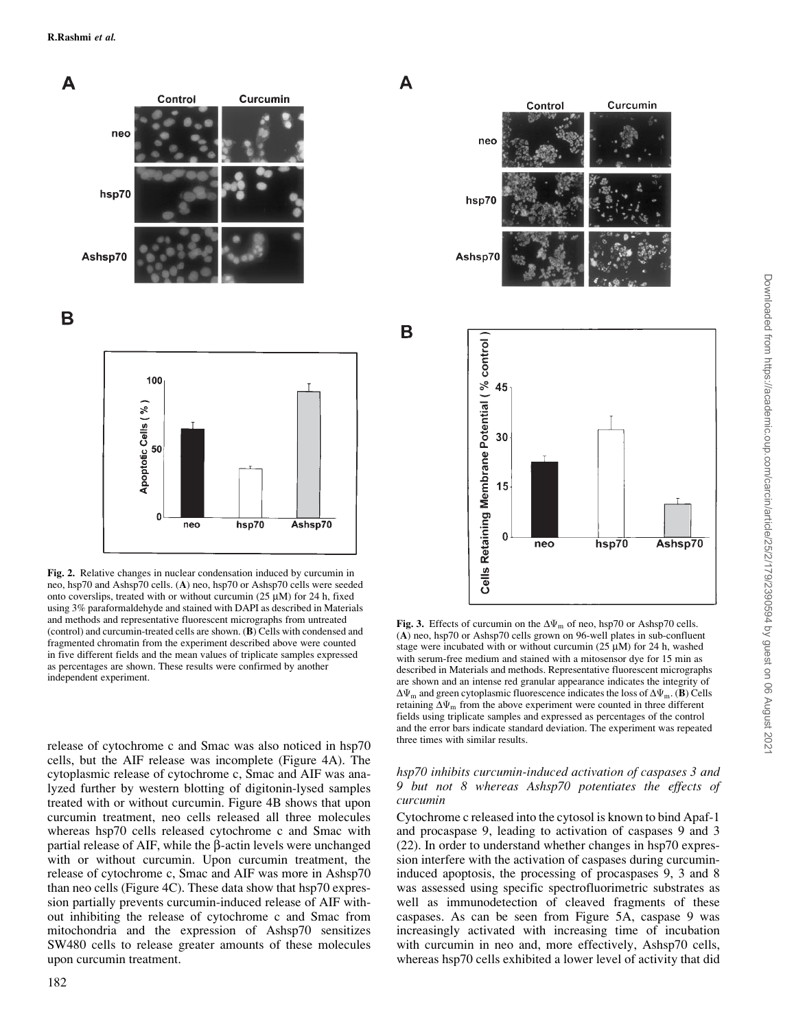**Fig. 2.** Relative changes in nuclear condensation induced by curcumin in neo, hsp70 and Ashsp70 cells. (**A**) neo, hsp70 or Ashsp70 cells were seeded onto coverslips, treated with or without curcumin (25 μM) for 24 h, fixed using 3% paraformaldehyde and stained with DAPI as described in Materials and methods and representative fluorescent micrographs from untreated (control) and curcumin-treated cells are shown. (**B**) Cells with condensed and fragmented chromatin from the experiment described above were counted in five different fields and the mean values of triplicate samples expressed as percentages are shown. These results were confirmed by another independent experiment.

**Fig. 3.** Effects of curcumin on the $\Delta\Psi_m$ of neo, hsp70 or Ashsp70 cells. (**A**) neo, hsp70 or Ashsp70 cells grown on 96-well plates in sub-confluent stage were incubated with or without curcumin (25 μM) for 24 h, washed with serum-free medium and stained with a mitosensor dye for 15 min as described in Materials and methods. Representative fluorescent micrographs are shown and an intense red granular appearance indicates the integrity of $\Delta\Psi_m$ and green cytoplasmic fluorescence indicates the loss of $\Delta\Psi_m$. (**B**) Cells retaining $\Delta\Psi_m$ from the above experiment were counted in three different fields using triplicate samples and expressed as percentages of the control and the error bars indicate standard deviation. The experiment was repeated three times with similar results.

release of cytochrome c and Smac was also noticed in hsp70 cells, but the AIF release was incomplete (Figure 4A). The cytoplasmic release of cytochrome c, Smac and AIF was analyzed further by western blotting of digitonin-lysed samples treated with or without curcumin. Figure 4B shows that upon curcumin treatment, neo cells released all three molecules whereas hsp70 cells released cytochrome c and Smac with partial release of AIF, while the β-actin levels were unchanged with or without curcumin. Upon curcumin treatment, the release of cytochrome c, Smac and AIF was more in Ashsp70 than neo cells (Figure 4C). These data show that hsp70 expression partially prevents curcumin-induced release of AIF without inhibiting the release of cytochrome c and Smac from mitochondria and the expression of Ashsp70 sensitizes SW480 cells to release greater amounts of these molecules upon curcumin treatment.

### *hsp70 inhibits curcumin-induced activation of caspases 3 and 9 but not 8 whereas Ashsp70 potentiates the effects of curcumin*

Cytochrome c released into the cytosol is known to bind Apaf-1 and procaspase 9, leading to activation of caspases 9 and 3 (22). In order to understand whether changes in hsp70 expression interfere with the activation of caspases during curcumin-induced apoptosis, the processing of procaspases 9, 3 and 8 was assessed using specific spectrofluorimetric substrates as well as immunodetection of cleaved fragments of these caspases. As can be seen from Figure 5A, caspase 9 was increasingly activated with increasing time of incubation with curcumin in neo and, more effectively, Ashsp70 cells, whereas hsp70 cells exhibited a lower level of activity that did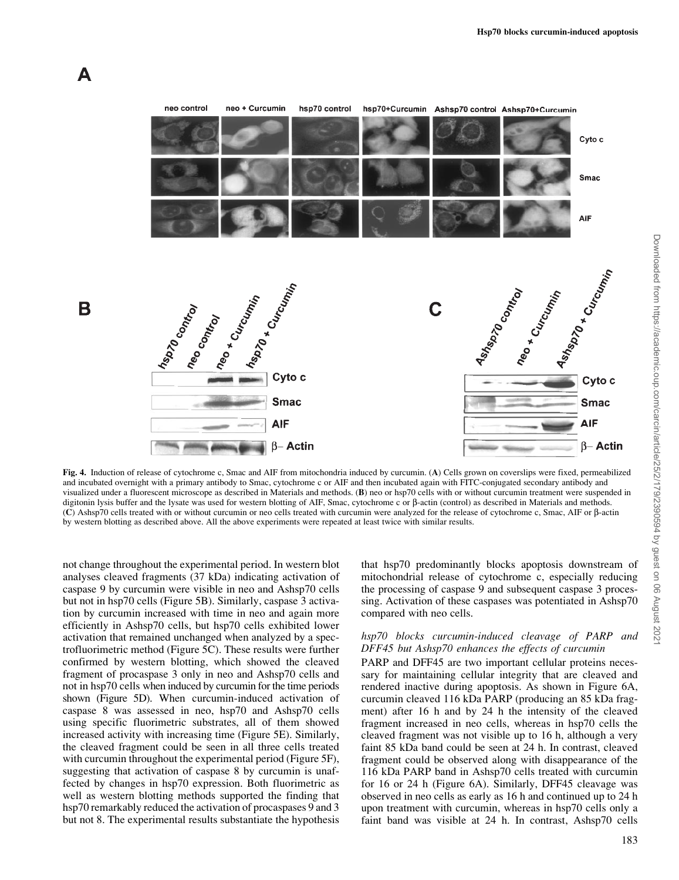**Fig. 4.** Induction of release of cytochrome c, Smac and AIF from mitochondria induced by curcumin. (**A**) Cells grown on coverslips were fixed, permeabilized and incubated overnight with a primary antibody to Smac, cytochrome c or AIF and then incubated again with FITC-conjugated secondary antibody and visualized under a fluorescent microscope as described in Materials and methods. (**B**) neo or hsp70 cells with or without curcumin treatment were suspended in digitonin lysis buffer and the lysate was used for western blotting of AIF, Smac, cytochrome c or β-actin (control) as described in Materials and methods. (**C**) Ashsp70 cells treated with or without curcumin or neo cells treated with curcumin were analyzed for the release of cytochrome c, Smac, AIF or β-actin by western blotting as described above. All the above experiments were repeated at least twice with similar results.

not change throughout the experimental period. In western blot analyses cleaved fragments (37 kDa) indicating activation of caspase 9 by curcumin were visible in neo and Ashsp70 cells but not in hsp70 cells (Figure 5B). Similarly, caspase 3 activation by curcumin increased with time in neo and again more efficiently in Ashsp70 cells, but hsp70 cells exhibited lower activation that remained unchanged when analyzed by a spectrofluorimetric method (Figure 5C). These results were further confirmed by western blotting, which showed the cleaved fragment of procaspase 3 only in neo and Ashsp70 cells and not in hsp70 cells when induced by curcumin for the time periods shown (Figure 5D). When curcumin-induced activation of caspase 8 was assessed in neo, hsp70 and Ashsp70 cells using specific fluorimetric substrates, all of them showed increased activity with increasing time (Figure 5E). Similarly, the cleaved fragment could be seen in all three cells treated with curcumin throughout the experimental period (Figure 5F), suggesting that activation of caspase 8 by curcumin is unaffected by changes in hsp70 expression. Both fluorimetric as well as western blotting methods supported the finding that hsp70 remarkably reduced the activation of procaspases 9 and 3 but not 8. The experimental results substantiate the hypothesis that hsp70 predominantly blocks apoptosis downstream of mitochondrial release of cytochrome c, especially reducing the processing of caspase 9 and subsequent caspase 3 processing. Activation of these caspases was potentiated in Ashsp70 compared with neo cells.

### *hsp70 blocks curcumin-induced cleavage of PARP and DFF45 but Ashsp70 enhances the effects of curcumin*

PARP and DFF45 are two important cellular proteins necessary for maintaining cellular integrity that are cleaved and rendered inactive during apoptosis. As shown in Figure 6A, curcumin cleaved 116 kDa PARP (producing an 85 kDa fragment) after 16 h and by 24 h the intensity of the cleaved fragment increased in neo cells, whereas in hsp70 cells the cleaved fragment was not visible up to 16 h, although a very faint 85 kDa band could be seen at 24 h. In contrast, cleaved fragment could be observed along with disappearance of the 116 kDa PARP band in Ashsp70 cells treated with curcumin for 16 or 24 h (Figure 6A). Similarly, DFF45 cleavage was observed in neo cells as early as 16 h and continued up to 24 h upon treatment with curcumin, whereas in hsp70 cells only a faint band was visible at 24 h. In contrast, Ashsp70 cells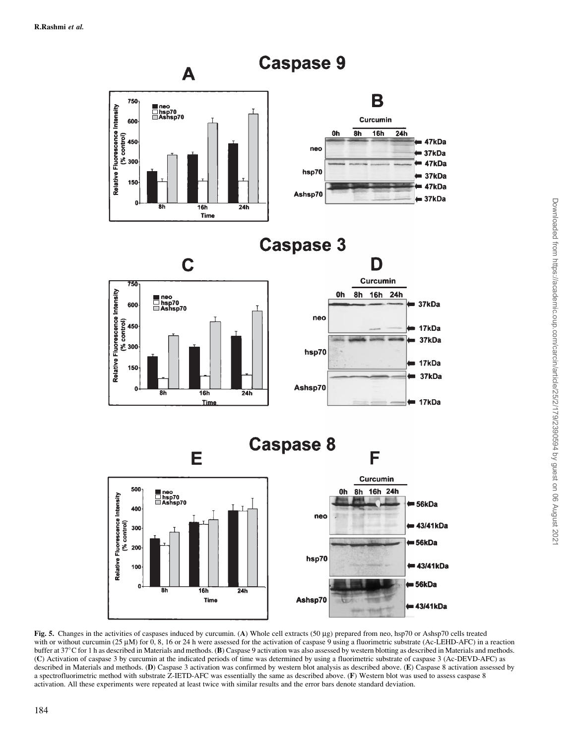**Fig. 5.** Changes in the activities of caspases induced by curcumin. (**A**) Whole cell extracts (50 μg) prepared from neo, hsp70 or Ashsp70 cells treated with or without curcumin (25 μM) for 0, 8, 16 or 24 h were assessed for the activation of caspase 9 using a fluorimetric substrate (Ac-LEHD-AFC) in a reaction buffer at 37°C for 1 h as described in Materials and methods. (**B**) Caspase 9 activation was also assessed by western blotting as described in Materials and methods. (**C**) Activation of caspase 3 by curcumin at the indicated periods of time was determined by using a fluorimetric substrate of caspase 3 (Ac-DEVD-AFC) as described in Materials and methods. (**D**) Caspase 3 activation was confirmed by western blot analysis as described above. (**E**) Caspase 8 activation assessed by a spectrofluorimetric method with substrate Z-IETD-AFC was essentially the same as described above. (**F**) Western blot was used to assess caspase 8 activation. All these experiments were repeated at least twice with similar results and the error bars denote standard deviation.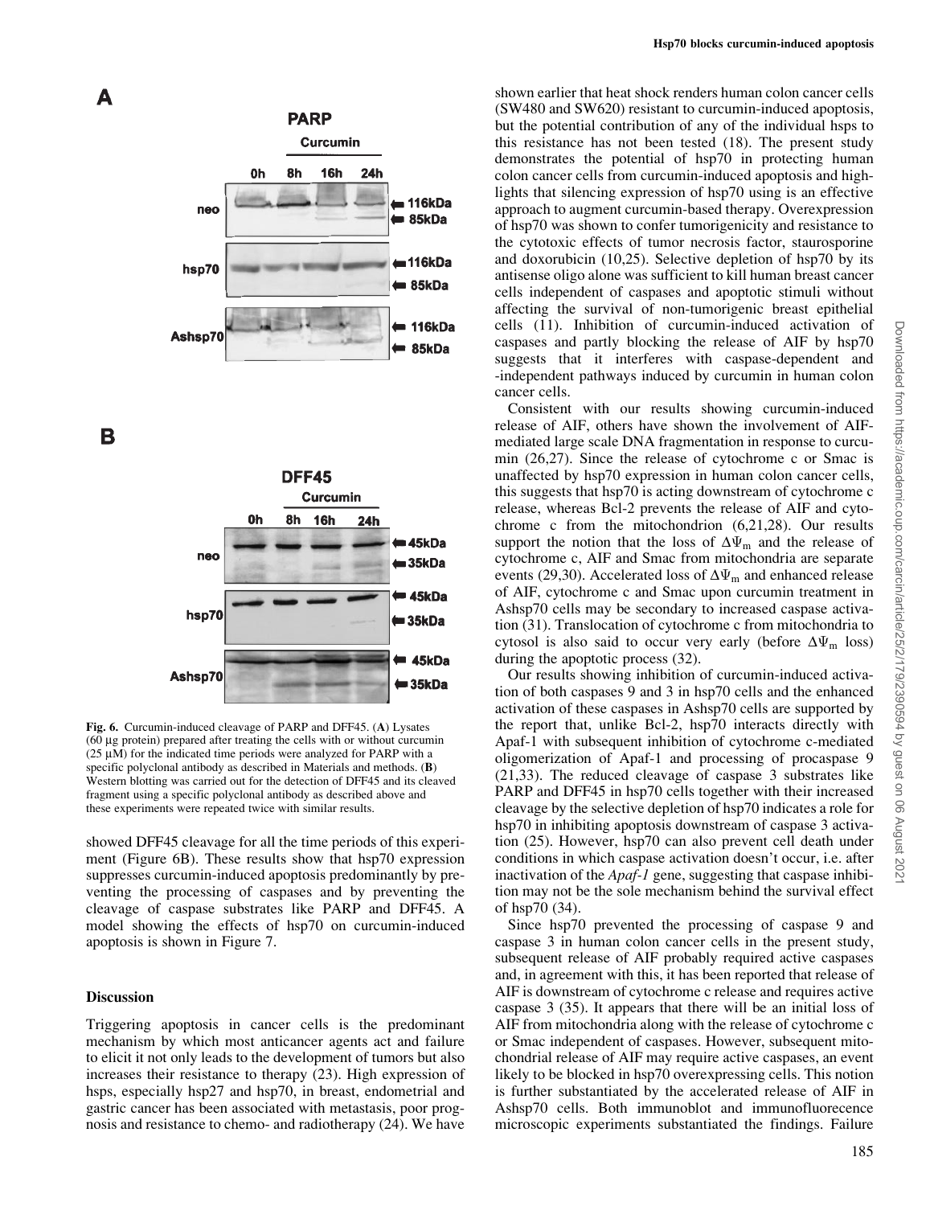Fig. 6. Curcumin-induced cleavage of PARP and DFF45. (**A**) Lysates (60 µg protein) prepared after treating the cells with or without curcumin (25 µM) for the indicated time periods were analyzed for PARP with a specific polyclonal antibody as described in Materials and methods. (**B**) Western blotting was carried out for the detection of DFF45 and its cleaved fragment using a specific polyclonal antibody as described above and these experiments were repeated twice with similar results.

showed DFF45 cleavage for all the time periods of this experiment (Figure 6B). These results show that hsp70 expression suppresses curcumin-induced apoptosis predominantly by preventing the processing of caspases and by preventing the cleavage of caspase substrates like PARP and DFF45. A model showing the effects of hsp70 on curcumin-induced apoptosis is shown in Figure 7.

## Discussion

Triggering apoptosis in cancer cells is the predominant mechanism by which most anticancer agents act and failure to elicit it not only leads to the development of tumors but also increases their resistance to therapy (23). High expression of hsps, especially hsp27 and hsp70, in breast, endometrial and gastric cancer has been associated with metastasis, poor prognosis and resistance to chemo- and radiotherapy (24). We have shown earlier that heat shock renders human colon cancer cells (SW480 and SW620) resistant to curcumin-induced apoptosis, but the potential contribution of any of the individual hsps to this resistance has not been tested (18). The present study demonstrates the potential of hsp70 in protecting human colon cancer cells from curcumin-induced apoptosis and highlights that silencing expression of hsp70 using is an effective approach to augment curcumin-based therapy. Overexpression of hsp70 was shown to confer tumorigenicity and resistance to the cytotoxic effects of tumor necrosis factor, staurosporine and doxorubicin (10,25). Selective depletion of hsp70 by its antisense oligo alone was sufficient to kill human breast cancer cells independent of caspases and apoptotic stimuli without affecting the survival of non-tumorigenic breast epithelial cells (11). Inhibition of curcumin-induced activation of caspases and partly blocking the release of AIF by hsp70 suggests that it interferes with caspase-dependent and -independent pathways induced by curcumin in human colon cancer cells.

Consistent with our results showing curcumin-induced release of AIF, others have shown the involvement of AIF-mediated large scale DNA fragmentation in response to curcumin (26,27). Since the release of cytochrome c or Smac is unaffected by hsp70 expression in human colon cancer cells, this suggests that hsp70 is acting downstream of cytochrome c release, whereas Bcl-2 prevents the release of AIF and cytochrome c from the mitochondrion (6,21,28). Our results support the notion that the loss of $\Delta\Psi_m$ and the release of cytochrome c, AIF and Smac from mitochondria are separate events (29,30). Accelerated loss of $\Delta\Psi_m$ and enhanced release of AIF, cytochrome c and Smac upon curcumin treatment in Ashsp70 cells may be secondary to increased caspase activation (31). Translocation of cytochrome c from mitochondria to cytosol is also said to occur very early (before $\Delta\Psi_m$ loss) during the apoptotic process (32).

Our results showing inhibition of curcumin-induced activation of both caspases 9 and 3 in hsp70 cells and the enhanced activation of these caspases in Ashsp70 cells are supported by the report that, unlike Bcl-2, hsp70 interacts directly with Apaf-1 with subsequent inhibition of cytochrome c-mediated oligomerization of Apaf-1 and processing of procaspase 9 (21,33). The reduced cleavage of caspase 3 substrates like PARP and DFF45 in hsp70 cells together with their increased cleavage by the selective depletion of hsp70 indicates a role for hsp70 in inhibiting apoptosis downstream of caspase 3 activation (25). However, hsp70 can also prevent cell death under conditions in which caspase activation doesn't occur, i.e. after inactivation of the *Apaf-1* gene, suggesting that caspase inhibition may not be the sole mechanism behind the survival effect of hsp70 (34).

Since hsp70 prevented the processing of caspase 9 and caspase 3 in human colon cancer cells in the present study, subsequent release of AIF probably required active caspases and, in agreement with this, it has been reported that release of AIF is downstream of cytochrome c release and requires active caspase 3 (35). It appears that there will be an initial loss of AIF from mitochondria along with the release of cytochrome c or Smac independent of caspases. However, subsequent mitochondrial release of AIF may require active caspases, an event likely to be blocked in hsp70 overexpressing cells. This notion is further substantiated by the accelerated release of AIF in Ashsp70 cells. Both immunoblot and immunofluorescence microscopic experiments substantiated the findings. Failure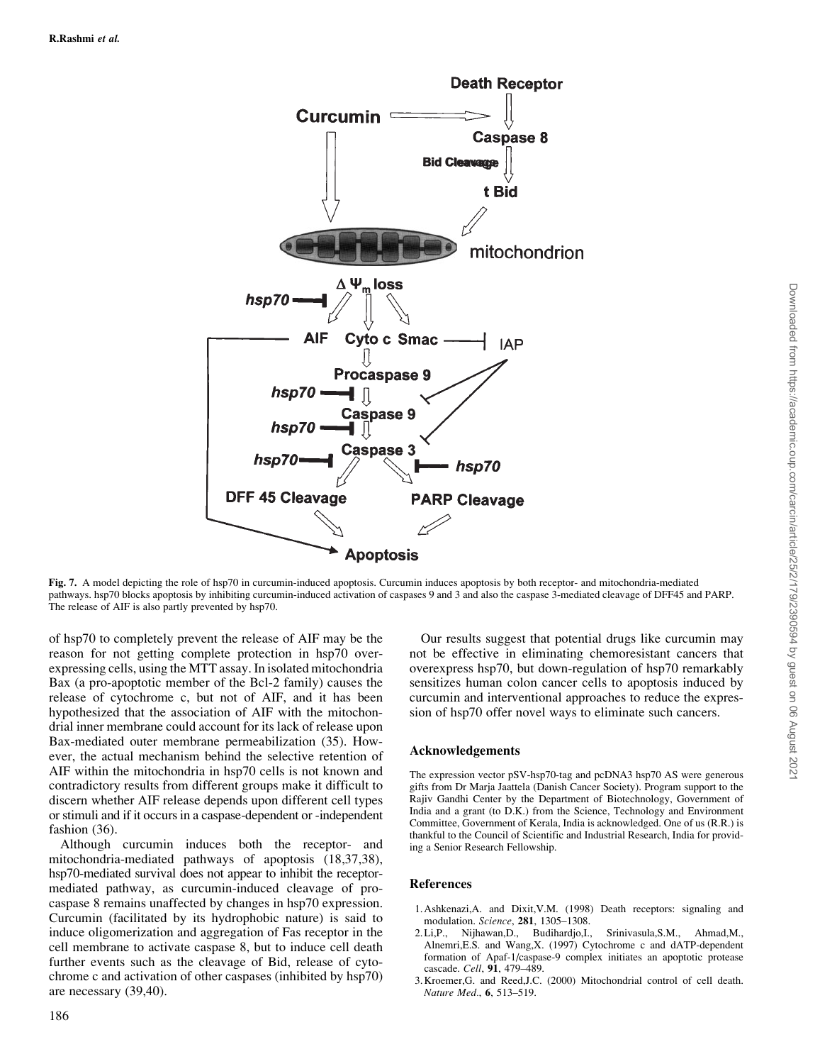**Fig. 7.** A model depicting the role of hsp70 in curcumin-induced apoptosis. Curcumin induces apoptosis by both receptor- and mitochondria-mediated pathways. hsp70 blocks apoptosis by inhibiting curcumin-induced activation of caspases 9 and 3 and also the caspase 3-mediated cleavage of DFF45 and PARP. The release of AIF is also partly prevented by hsp70.

of hsp70 to completely prevent the release of AIF may be the reason for not getting complete protection in hsp70 overexpressing cells, using the MTT assay. In isolated mitochondria Bax (a pro-apoptotic member of the Bcl-2 family) causes the release of cytochrome c, but not of AIF, and it has been hypothesized that the association of AIF with the mitochondrial inner membrane could account for its lack of release upon Bax-mediated outer membrane permeabilization (35). However, the actual mechanism behind the selective retention of AIF within the mitochondria in hsp70 cells is not known and contradictory results from different groups make it difficult to discern whether AIF release depends upon different cell types or stimuli and if it occurs in a caspase-dependent or -independent fashion (36).

Although curcumin induces both the receptor- and mitochondria-mediated pathways of apoptosis (18,37,38), hsp70-mediated survival does not appear to inhibit the receptor-mediated pathway, as curcumin-induced cleavage of procaspase 8 remains unaffected by changes in hsp70 expression. Curcumin (facilitated by its hydrophobic nature) is said to induce oligomerization and aggregation of Fas receptor in the cell membrane to activate caspase 8, but to induce cell death further events such as the cleavage of Bid, release of cytochrome c and activation of other caspases (inhibited by hsp70) are necessary (39,40).

Our results suggest that potential drugs like curcumin may not be effective in eliminating chemoresistant cancers that overexpress hsp70, but down-regulation of hsp70 remarkably sensitizes human colon cancer cells to apoptosis induced by curcumin and interventional approaches to reduce the expression of hsp70 offer novel ways to eliminate such cancers.

## Acknowledgements

The expression vector pSV-hsp70-tag and pcDNA3 hsp70 AS were generous gifts from Dr Marja Jaattela (Danish Cancer Society). Program support to the Rajiv Gandhi Center by the Department of Biotechnology, Government of India and a grant (to D.K.) from the Science, Technology and Environment Committee, Government of Kerala, India is acknowledged. One of us (R.R.) is thankful to the Council of Scientific and Industrial Research, India for providing a Senior Research Fellowship.

## References

1. Ashkenazi,A. and Dixit,V.M. (1998) Death receptors: signaling and modulation. *Science*, **281**, 1305–1308.
2. Li,P., Nijhawan,D., Budihardjo,I., Srinivasula,S.M., Ahmad,M., Alnemri,E.S. and Wang,X. (1997) Cytochrome c and dATP-dependent formation of Apaf-1/caspase-9 complex initiates an apoptotic protease cascade. *Cell*, **91**, 479–489.
3. Kroemer,G. and Reed,J.C. (2000) Mitochondrial control of cell death. *Nature Med.*, **6**, 513–519.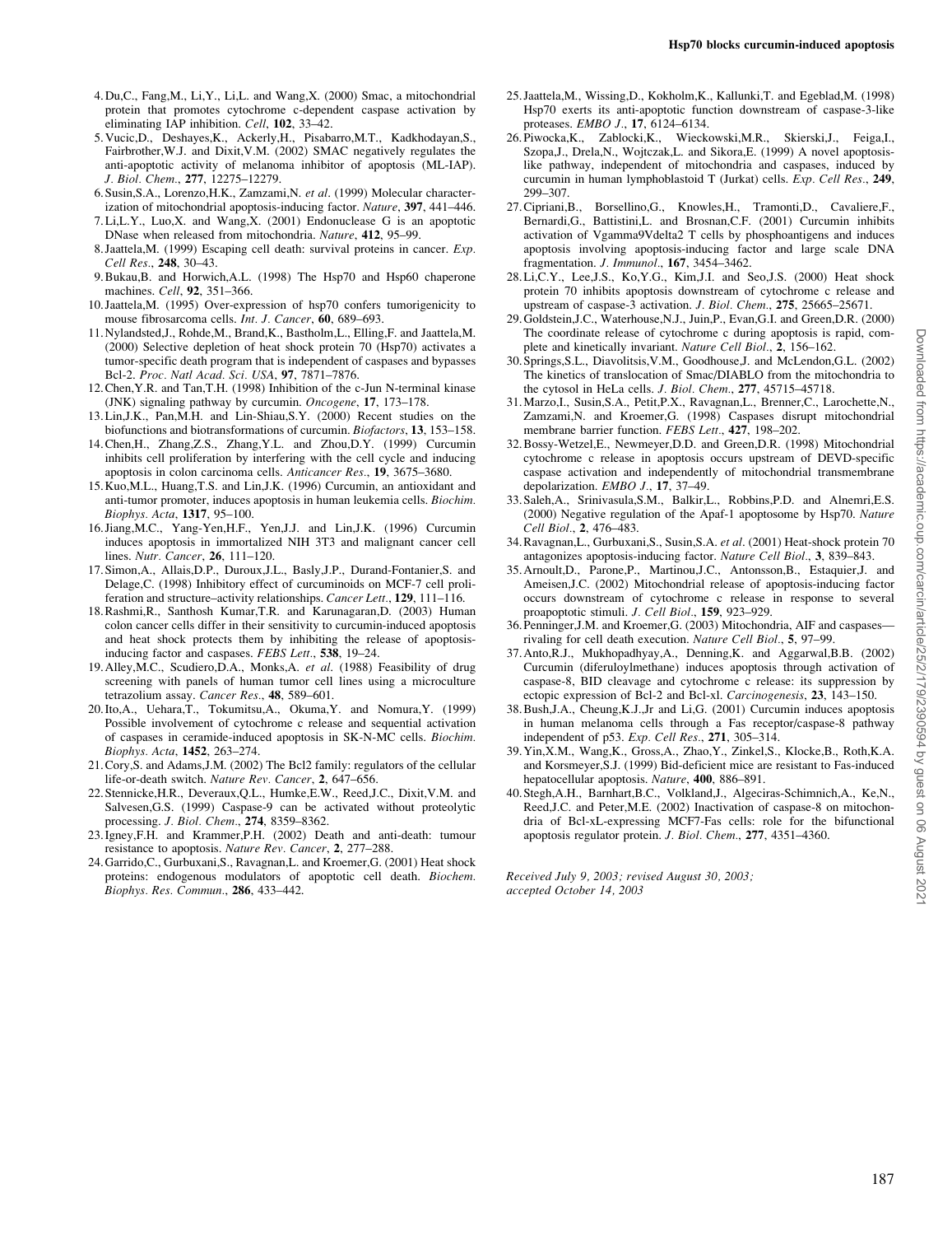4. Du,C., Fang,M., Li,Y., Li,L. and Wang,X. (2000) Smac, a mitochondrial protein that promotes cytochrome c-dependent caspase activation by eliminating IAP inhibition. *Cell*, **102**, 33–42.
5. Vucic,D., Deshayes,K., Ackerly,H., Pisabarro,M.T., Kadkhodayan,S., Fairbrother,W.J. and Dixit,V.M. (2002) SMAC negatively regulates the anti-apoptotic activity of melanoma inhibitor of apoptosis (ML-IAP). *J. Biol. Chem.*, **277**, 12275–12279.
6. Susin,S.A., Lorenzo,H.K., Zamzami,N. *et al*. (1999) Molecular characterization of mitochondrial apoptosis-inducing factor. *Nature*, **397**, 441–446.
7. Li,L.Y., Luo,X. and Wang,X. (2001) Endonuclease G is an apoptotic DNase when released from mitochondria. *Nature*, **412**, 95–99.
8. Jaattela,M. (1999) Escaping cell death: survival proteins in cancer. *Exp. Cell Res.*, **248**, 30–43.
9. Bukau,B. and Horwich,A.L. (1998) The Hsp70 and Hsp60 chaperone machines. *Cell*, **92**, 351–366.
10. Jaattela,M. (1995) Over-expression of hsp70 confers tumorigenicity to mouse fibrosarcoma cells. *Int. J. Cancer*, **60**, 689–693.
11. Nylandsted,J., Rohde,M., Brand,K., Bastholm,L., Elling,F. and Jaattela,M. (2000) Selective depletion of heat shock protein 70 (Hsp70) activates a tumor-specific death program that is independent of caspases and bypasses Bcl-2. *Proc. Natl Acad. Sci. USA*, **97**, 7871–7876.
12. Chen,Y.R. and Tan,T.H. (1998) Inhibition of the c-Jun N-terminal kinase (JNK) signaling pathway by curcumin. *Oncogene*, **17**, 173–178.
13. Lin,J.K., Pan,M.H. and Lin-Shiau,S.Y. (2000) Recent studies on the biofunctions and biotransformations of curcumin. *Biofactors*, **13**, 153–158.
14. Chen,H., Zhang,Z.S., Zhang,Y.L. and Zhou,D.Y. (1999) Curcumin inhibits cell proliferation by interfering with the cell cycle and inducing apoptosis in colon carcinoma cells. *Anticancer Res.*, **19**, 3675–3680.
15. Kuo,M.L., Huang,T.S. and Lin,J.K. (1996) Curcumin, an antioxidant and anti-tumor promoter, induces apoptosis in human leukemia cells. *Biochim. Biophys. Acta*, **1317**, 95–100.
16. Jiang,M.C., Yang-Yen,H.F., Yen,J.J. and Lin,J.K. (1996) Curcumin induces apoptosis in immortalized NIH 3T3 and malignant cancer cell lines. *Nutr. Cancer*, **26**, 111–120.
17. Simon,A., Allais,D.P., Duroux,J.L., Basly,J.P., Durand-Fontanier,S. and Delage,C. (1998) Inhibitory effect of curcuminoids on MCF-7 cell proliferation and structure–activity relationships. *Cancer Lett.*, **129**, 111–116.
18. Rashmi,R., Santhosh Kumar,T.R. and Karunagaran,D. (2003) Human colon cancer cells differ in their sensitivity to curcumin-induced apoptosis and heat shock protects them by inhibiting the release of apoptosis-inducing factor and caspases. *FEBS Lett.*, **538**, 19–24.
19. Alley,M.C., Scudiero,D.A., Monks,A. *et al*. (1988) Feasibility of drug screening with panels of human tumor cell lines using a microculture tetrazolium assay. *Cancer Res.*, **48**, 589–601.
20. Ito,A., Uehara,T., Tokumitsu,A., Okuma,Y. and Nomura,Y. (1999) Possible involvement of cytochrome c release and sequential activation of caspases in ceramide-induced apoptosis in SK-N-MC cells. *Biochim. Biophys. Acta*, **1452**, 263–274.
21. Cory,S. and Adams,J.M. (2002) The Bcl2 family: regulators of the cellular life-or-death switch. *Nature Rev. Cancer*, **2**, 647–656.
22. Stennicke,H.R., Deveraux,Q.L., Humke,E.W., Reed,J.C., Dixit,V.M. and Salvesen,G.S. (1999) Caspase-9 can be activated without proteolytic processing. *J. Biol. Chem.*, **274**, 8359–8362.
23. Igney,F.H. and Krammer,P.H. (2002) Death and anti-death: tumour resistance to apoptosis. *Nature Rev. Cancer*, **2**, 277–288.
24. Garrido,C., Gurbuxani,S., Ravagnan,L. and Kroemer,G. (2001) Heat shock proteins: endogenous modulators of apoptotic cell death. *Biochem. Biophys. Res. Commun.*, **286**, 433–442.
25. Jaattela,M., Wissing,D., Kokholm,K., Kallunki,T. and Egeblad,M. (1998) Hsp70 exerts its anti-apoptotic function downstream of caspase-3-like proteases. *EMBO J.*, **17**, 6124–6134.
26. Piwocka,K., Zablocki,K., Wieckowski,M.R., Skierski,J., Feiga,I., Szopa,J., Drela,N., Wojtczak,L. and Sikora,E. (1999) A novel apoptosis-like pathway, independent of mitochondria and caspases, induced by curcumin in human lymphoblastoid T (Jurkat) cells. *Exp. Cell Res.*, **249**, 299–307.
27. Cipriani,B., Borsellino,G., Knowles,H., Tramonti,D., Cavaliere,F., Bernardi,G., Battistini,L. and Brosnan,C.F. (2001) Curcumin inhibits activation of Vgamma9Vdelta2 T cells by phosphoantigens and induces apoptosis involving apoptosis-inducing factor and large scale DNA fragmentation. *J. Immunol.*, **167**, 3454–3462.
28. Li,C.Y., Lee,J.S., Ko,Y.G., Kim,J.I. and Seo,J.S. (2000) Heat shock protein 70 inhibits apoptosis downstream of cytochrome c release and upstream of caspase-3 activation. *J. Biol. Chem.*, **275**, 25665–25671.
29. Goldstein,J.C., Waterhouse,N.J., Juin,P., Evan,G.I. and Green,D.R. (2000) The coordinate release of cytochrome c during apoptosis is rapid, complete and kinetically invariant. *Nature Cell Biol.*, **2**, 156–162.
30. Springs,S.L., Diavolitsis,V.M., Goodhouse,J. and McLendon,G.L. (2002) The kinetics of translocation of Smac/DIABLO from the mitochondria to the cytosol in HeLa cells. *J. Biol. Chem.*, **277**, 45715–45718.
31. Marzo,I., Susin,S.A., Petit,P.X., Ravagnan,L., Brenner,C., Larochette,N., Zamzami,N. and Kroemer,G. (1998) Caspases disrupt mitochondrial membrane barrier function. *FEBS Lett.*, **427**, 198–202.
32. Bossy-Wetzel,E., Newmeyer,D.D. and Green,D.R. (1998) Mitochondrial cytochrome c release in apoptosis occurs upstream of DEVD-specific caspase activation and independently of mitochondrial transmembrane depolarization. *EMBO J.*, **17**, 37–49.
33. Saleh,A., Srinivasula,S.M., Balkir,L., Robbins,P.D. and Alnemri,E.S. (2000) Negative regulation of the Apaf-1 apoptosome by Hsp70. *Nature Cell Biol.*, **2**, 476–483.
34. Ravagnan,L., Gurbuxani,S., Susin,S.A. *et al*. (2001) Heat-shock protein 70 antagonizes apoptosis-inducing factor. *Nature Cell Biol.*, **3**, 839–843.
35. Arnoult,D., Parone,P., Martinou,J.C., Antonsson,B., Estaquier,J. and Ameisen,J.C. (2002) Mitochondrial release of apoptosis-inducing factor occurs downstream of cytochrome c release in response to several proapoptotic stimuli. *J. Cell Biol.*, **159**, 923–929.
36. Penninger,J.M. and Kroemer,G. (2003) Mitochondria, AIF and caspases—rivaling for cell death execution. *Nature Cell Biol.*, **5**, 97–99.
37. Anto,R.J., Mukhopadhyay,A., Denning,K. and Aggarwal,B.B. (2002) Curcumin (diferuloylmethane) induces apoptosis through activation of caspase-8, BID cleavage and cytochrome c release: its suppression by ectopic expression of Bcl-2 and Bcl-xl. *Carcinogenesis*, **23**, 143–150.
38. Bush,J.A., Cheung,K.J.,Jr and Li,G. (2001) Curcumin induces apoptosis in human melanoma cells through a Fas receptor/caspase-8 pathway independent of p53. *Exp. Cell Res.*, **271**, 305–314.
39. Yin,X.M., Wang,K., Gross,A., Zhao,Y., Zinkel,S., Klocke,B., Roth,K.A. and Korsmeyer,S.J. (1999) Bid-deficient mice are resistant to Fas-induced hepatocellular apoptosis. *Nature*, **400**, 886–891.
40. Stegh,A.H., Barnhart,B.C., Volkland,J., Algeciras-Schimnich,A., Ke,N., Reed,J.C. and Peter,M.E. (2002) Inactivation of caspase-8 on mitochondria of Bcl-xL-expressing MCF7-Fas cells: role for the bifunctional apoptosis regulator protein. *J. Biol. Chem.*, **277**, 4351–4360.

*Received July 9, 2003; revised August 30, 2003; accepted October 14, 2003*